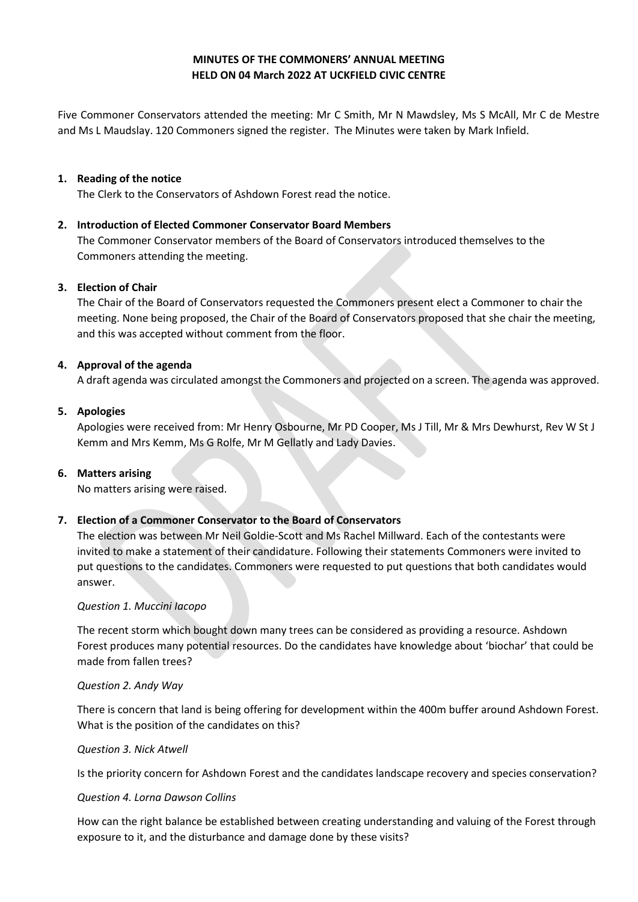**MINUTES OF THE COMMONERS' ANNUAL MEETING**
**HELD ON 04 March 2022 AT UCKFIELD CIVIC CENTRE**

Five Commoner Conservators attended the meeting: Mr C Smith, Mr N Mawdsley, Ms S McAll, Mr C de Mestre and Ms L Maudslay. 120 Commoners signed the register. The Minutes were taken by Mark Infield.

1. **Reading of the notice**
   The Clerk to the Conservators of Ashdown Forest read the notice.

2. **Introduction of Elected Commoner Conservator Board Members**
   The Commoner Conservator members of the Board of Conservators introduced themselves to the Commoners attending the meeting.

3. **Election of Chair**
   The Chair of the Board of Conservators requested the Commoners present elect a Commoner to chair the meeting. None being proposed, the Chair of the Board of Conservators proposed that she chair the meeting, and this was accepted without comment from the floor.

4. **Approval of the agenda**
   A draft agenda was circulated amongst the Commoners and projected on a screen. The agenda was approved.

5. **Apologies**
   Apologies were received from: Mr Henry Osbourne, Mr PD Cooper, Ms J Till, Mr & Mrs Dewhurst, Rev W St J Kemm and Mrs Kemm, Ms G Rolfe, Mr M Gellatly and Lady Davies.

6. **Matters arising**
   No matters arising were raised.

7. **Election of a Commoner Conservator to the Board of Conservators**
   The election was between Mr Neil Goldie-Scott and Ms Rachel Millward. Each of the contestants were invited to make a statement of their candidature. Following their statements Commoners were invited to put questions to the candidates. Commoners were requested to put questions that both candidates would answer.

   *Question 1. Muccini Iacopo*

   The recent storm which bought down many trees can be considered as providing a resource. Ashdown Forest produces many potential resources. Do the candidates have knowledge about 'biochar' that could be made from fallen trees?

   *Question 2. Andy Way*

   There is concern that land is being offering for development within the 400m buffer around Ashdown Forest. What is the position of the candidates on this?

   *Question 3. Nick Atwell*

   Is the priority concern for Ashdown Forest and the candidates landscape recovery and species conservation?

   *Question 4. Lorna Dawson Collins*

   How can the right balance be established between creating understanding and valuing of the Forest through exposure to it, and the disturbance and damage done by these visits?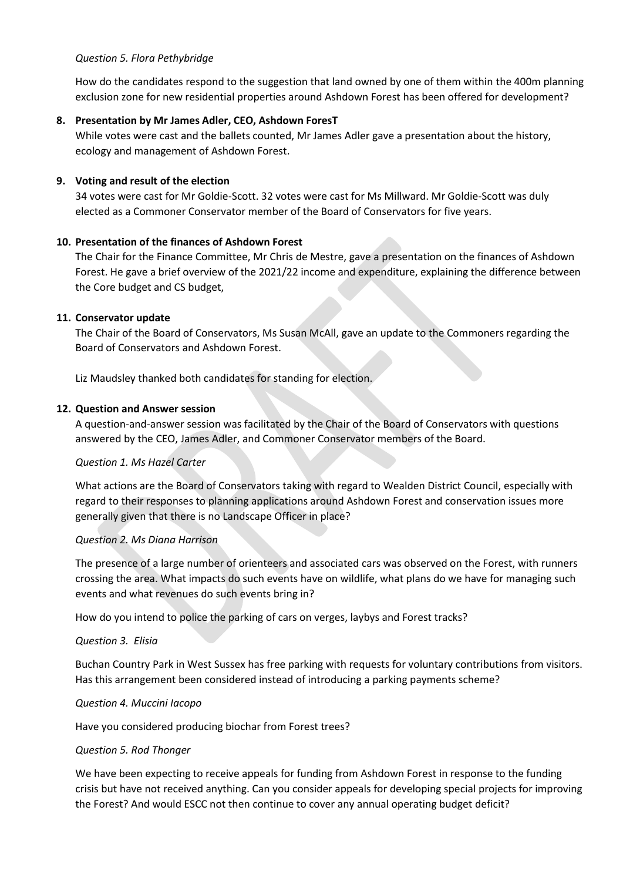*Question 5. Flora Pethybridge*

How do the candidates respond to the suggestion that land owned by one of them within the 400m planning exclusion zone for new residential properties around Ashdown Forest has been offered for development?

**8. Presentation by Mr James Adler, CEO, Ashdown ForesT**

While votes were cast and the ballets counted, Mr James Adler gave a presentation about the history, ecology and management of Ashdown Forest.

**9. Voting and result of the election**

34 votes were cast for Mr Goldie-Scott. 32 votes were cast for Ms Millward. Mr Goldie-Scott was duly elected as a Commoner Conservator member of the Board of Conservators for five years.

**10. Presentation of the finances of Ashdown Forest**

The Chair for the Finance Committee, Mr Chris de Mestre, gave a presentation on the finances of Ashdown Forest. He gave a brief overview of the 2021/22 income and expenditure, explaining the difference between the Core budget and CS budget,

**11. Conservator update**

The Chair of the Board of Conservators, Ms Susan McAll, gave an update to the Commoners regarding the Board of Conservators and Ashdown Forest.

Liz Maudsley thanked both candidates for standing for election.

**12. Question and Answer session**

A question-and-answer session was facilitated by the Chair of the Board of Conservators with questions answered by the CEO, James Adler, and Commoner Conservator members of the Board.

*Question 1. Ms Hazel Carter*

What actions are the Board of Conservators taking with regard to Wealden District Council, especially with regard to their responses to planning applications around Ashdown Forest and conservation issues more generally given that there is no Landscape Officer in place?

*Question 2. Ms Diana Harrison*

The presence of a large number of orienteers and associated cars was observed on the Forest, with runners crossing the area. What impacts do such events have on wildlife, what plans do we have for managing such events and what revenues do such events bring in?

How do you intend to police the parking of cars on verges, laybys and Forest tracks?

*Question 3. Elisia*

Buchan Country Park in West Sussex has free parking with requests for voluntary contributions from visitors. Has this arrangement been considered instead of introducing a parking payments scheme?

*Question 4. Muccini Iacopo*

Have you considered producing biochar from Forest trees?

*Question 5. Rod Thonger*

We have been expecting to receive appeals for funding from Ashdown Forest in response to the funding crisis but have not received anything. Can you consider appeals for developing special projects for improving the Forest? And would ESCC not then continue to cover any annual operating budget deficit?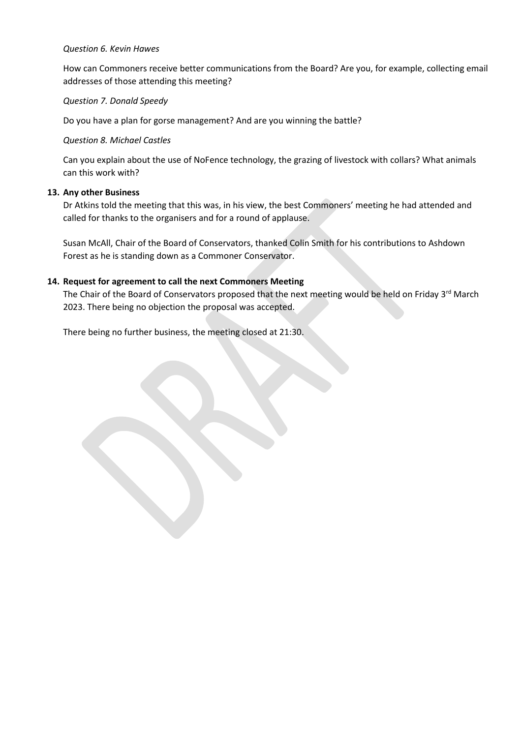*Question 6. Kevin Hawes*

How can Commoners receive better communications from the Board? Are you, for example, collecting email addresses of those attending this meeting?

*Question 7. Donald Speedy*

Do you have a plan for gorse management? And are you winning the battle?

*Question 8. Michael Castles*

Can you explain about the use of NoFence technology, the grazing of livestock with collars? What animals can this work with?

**13. Any other Business**

Dr Atkins told the meeting that this was, in his view, the best Commoners' meeting he had attended and called for thanks to the organisers and for a round of applause.

Susan McAll, Chair of the Board of Conservators, thanked Colin Smith for his contributions to Ashdown Forest as he is standing down as a Commoner Conservator.

**14. Request for agreement to call the next Commoners Meeting**

The Chair of the Board of Conservators proposed that the next meeting would be held on Friday 3rd March 2023. There being no objection the proposal was accepted.

There being no further business, the meeting closed at 21:30.